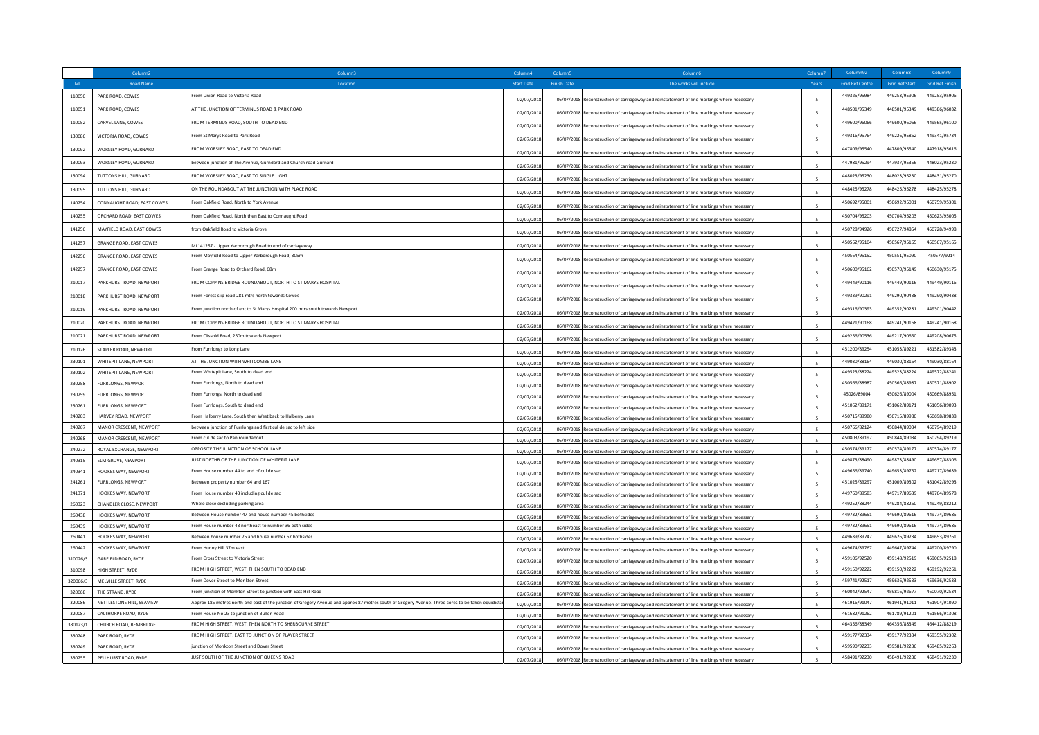| | Column2 | Column3 | Column4 | Column5 | Column6 | Column7 | Column92 | Column8 | Column9 |
|---|---|---|---|---|---|---|---|---|---|
| ML | Road Name | Location | Start Date | Finish Date | The works will include | Years | Grid Ref Centre | Grid Ref Start | Grid Ref Finish |
| 110050 | PARK ROAD, COWES | From Union Road to Victoria Road | 02/07/2018 | 06/07/2018 | Reconstruction of carriageway and reinstatement of line markings where necessary | 5 | 449325/95984 | 449253/95906 | 449253/95906 |
| 110051 | PARK ROAD, COWES | AT THE JUNCTION OF TERMINUS ROAD & PARK ROAD | 02/07/2018 | 06/07/2018 | Reconstruction of carriageway and reinstatement of line markings where necessary | 5 | 448501/95349 | 448501/95349 | 449386/96032 |
| 110052 | CARVEL LANE, COWES | FROM TERMINUS ROAD, SOUTH TO DEAD END | 02/07/2018 | 06/07/2018 | Reconstruction of carriageway and reinstatement of line markings where necessary | 5 | 449600/96066 | 449600/96066 | 449565/96100 |
| 130086 | VICTORIA ROAD, COWES | From St Marys Road to Park Road | 02/07/2018 | 06/07/2018 | Reconstruction of carriageway and reinstatement of line markings where necessary | 5 | 449316/95764 | 449226/95862 | 449341/95734 |
| 130092 | WORSLEY ROAD, GURNARD | FROM WORSLEY ROAD, EAST TO DEAD END | 02/07/2018 | 06/07/2018 | Reconstruction of carriageway and reinstatement of line markings where necessary | 5 | 447809/95540 | 447809/95540 | 447918/95616 |
| 130093 | WORSLEY ROAD, GURNARD | between junction of The Avenue, Gurndard and Church road Gurnard | 02/07/2018 | 06/07/2018 | Reconstruction of carriageway and reinstatement of line markings where necessary | 5 | 447981/95294 | 447937/95356 | 448023/95230 |
| 130094 | TUTTONS HILL, GURNARD | FROM WORSLEY ROAD, EAST TO SINGLE LIGHT | 02/07/2018 | 06/07/2018 | Reconstruction of carriageway and reinstatement of line markings where necessary | 5 | 448023/95230 | 448023/95230 | 448431/95270 |
| 130095 | TUTTONS HILL, GURNARD | ON THE ROUNDABOUT AT THE JUNCTION WITH PLACE ROAD | 02/07/2018 | 06/07/2018 | Reconstruction of carriageway and reinstatement of line markings where necessary | 5 | 448425/95278 | 448425/95278 | 448425/95278 |
| 140254 | CONNAUGHT ROAD, EAST COWES | From Oakfield Road, North to York Avenue | 02/07/2018 | 06/07/2018 | Reconstruction of carriageway and reinstatement of line markings where necessary | 5 | 450692/95001 | 450692/95001 | 450759/95301 |
| 140255 | ORCHARD ROAD, EAST COWES | From Oakfield Road, North then East to Connaught Road | 02/07/2018 | 06/07/2018 | Reconstruction of carriageway and reinstatement of line markings where necessary | 5 | 450704/95203 | 450704/95203 | 450623/95005 |
| 141256 | MAYFIELD ROAD, EAST COWES | from Oakfield Road to Victoria Grove | 02/07/2018 | 06/07/2018 | Reconstruction of carriageway and reinstatement of line markings where necessary | 5 | 450728/94926 | 450727/94854 | 450728/94998 |
| 141257 | GRANGE ROAD, EAST COWES | ML141257 - Upper Yarborough Road to end of carriageway | 02/07/2018 | 06/07/2018 | Reconstruction of carriageway and reinstatement of line markings where necessary | 5 | 450562/95104 | 450567/95165 | 450567/95165 |
| 142256 | GRANGE ROAD, EAST COWES | From Mayfield Road to Upper Yarborough Road, 305m | 02/07/2018 | 06/07/2018 | Reconstruction of carriageway and reinstatement of line markings where necessary | 5 | 450564/95152 | 450551/95090 | 450577/9214 |
| 142257 | GRANGE ROAD, EAST COWES | From Grange Road to Orchard Road, 68m | 02/07/2018 | 06/07/2018 | Reconstruction of carriageway and reinstatement of line markings where necessary | 5 | 450600/95162 | 450570/95149 | 450630/95175 |
| 210017 | PARKHURST ROAD, NEWPORT | FROM COPPINS BRIDGE ROUNDABOUT, NORTH TO ST MARYS HOSPITAL | 02/07/2018 | 06/07/2018 | Reconstruction of carriageway and reinstatement of line markings where necessary | 5 | 449449/90116 | 449449/90116 | 449449/90116 |
| 210018 | PARKHURST ROAD, NEWPORT | From Forest slip road 281 mtrs north towards Cowes | 02/07/2018 | 06/07/2018 | Reconstruction of carriageway and reinstatement of line markings where necessary | 5 | 449339/90291 | 449290/90438 | 449290/90438 |
| 210019 | PARKHURST ROAD, NEWPORT | From junction north of ent to St Marys Hospital 200 mtrs south towards Newport | 02/07/2018 | 06/07/2018 | Reconstruction of carriageway and reinstatement of line markings where necessary | 5 | 449316/90393 | 449352/90281 | 449301/90442 |
| 210020 | PARKHURST ROAD, NEWPORT | FROM COPPINS BRIDGE ROUNDABOUT, NORTH TO ST MARYS HOSPITAL | 02/07/2018 | 06/07/2018 | Reconstruction of carriageway and reinstatement of line markings where necessary | 5 | 449421/90168 | 449241/90168 | 449241/90168 |
| 210021 | PARKHURST ROAD, NEWPORT | From Clissold Road, 250m towards Newport | 02/07/2018 | 06/07/2018 | Reconstruction of carriageway and reinstatement of line markings where necessary | 5 | 449256/90536 | 449217/90650 | 449208/90675 |
| 210126 | STAPLER ROAD, NEWPORT | From Furrlongs to Long Lane | 02/07/2018 | 06/07/2018 | Reconstruction of carriageway and reinstatement of line markings where necessary | 5 | 451200/89254 | 451053/89221 | 451582/89343 |
| 230101 | WHITEPIT LANE, NEWPORT | AT THE JUNCTION WITH WHITCOMBE LANE | 02/07/2018 | 06/07/2018 | Reconstruction of carriageway and reinstatement of line markings where necessary | 5 | 449030/88164 | 449030/88164 | 449030/88164 |
| 230102 | WHITEPIT LANE, NEWPORT | From Whitepit Lane, South to dead end | 02/07/2018 | 06/07/2018 | Reconstruction of carriageway and reinstatement of line markings where necessary | 5 | 449523/88224 | 449523/88224 | 449572/88241 |
| 230258 | FURRLONGS, NEWPORT | From Furrlongs, North to dead end | 02/07/2018 | 06/07/2018 | Reconstruction of carriageway and reinstatement of line markings where necessary | 5 | 450566/88987 | 450566/88987 | 450571/88902 |
| 230259 | FURRLONGS, NEWPORT | From Furrongs, North to dead end | 02/07/2018 | 06/07/2018 | Reconstruction of carriageway and reinstatement of line markings where necessary | 5 | 45026/89004 | 450626/89004 | 450669/88951 |
| 230261 | FURRLONGS, NEWPORT | From Furrlongs, South to dead end | 02/07/2018 | 06/07/2018 | Reconstruction of carriageway and reinstatement of line markings where necessary | 5 | 451062/89171 | 451062/89171 | 451056/89093 |
| 240203 | HARVEY ROAD, NEWPORT | From Halberry Lane, South then West back to Halberry Lane | 02/07/2018 | 06/07/2018 | Reconstruction of carriageway and reinstatement of line markings where necessary | 5 | 450715/89980 | 450715/89980 | 450698/89838 |
| 240267 | MANOR CRESCENT, NEWPORT | between junction of Furrlongs and first cul de sac to left side | 02/07/2018 | 06/07/2018 | Reconstruction of carriageway and reinstatement of line markings where necessary | 5 | 450766/82124 | 450844/89034 | 450794/89219 |
| 240268 | MANOR CRESCENT, NEWPORT | From cul de sac to Pan roundabout | 02/07/2018 | 06/07/2018 | Reconstruction of carriageway and reinstatement of line markings where necessary | 5 | 450803/89197 | 450844/89034 | 450794/89219 |
| 240272 | ROYAL EXCHANGE, NEWPORT | OPPOSITE THE JUNCTION OF SCHOOL LANE | 02/07/2018 | 06/07/2018 | Reconstruction of carriageway and reinstatement of line markings where necessary | 5 | 450574/89177 | 450574/89177 | 450574/89177 |
| 240315 | ELM GROVE, NEWPORT | JUST NORTHB OF THE JUNCTION OF WHITEPIT LANE | 02/07/2018 | 06/07/2018 | Reconstruction of carriageway and reinstatement of line markings where necessary | 5 | 449873/88490 | 449873/88490 | 449657/88306 |
| 240341 | HOOKES WAY, NEWPORT | From House number 44 to end of cul de sac | 02/07/2018 | 06/07/2018 | Reconstruction of carriageway and reinstatement of line markings where necessary | 5 | 449656/89740 | 449653/89752 | 449717/89639 |
| 241261 | FURRLONGS, NEWPORT | Between property number 64 and 167 | 02/07/2018 | 06/07/2018 | Reconstruction of carriageway and reinstatement of line markings where necessary | 5 | 451025/89297 | 451009/89302 | 451042/89293 |
| 241371 | HOOKES WAY, NEWPORT | From House number 43 including cul de sac | 02/07/2018 | 06/07/2018 | Reconstruction of carriageway and reinstatement of line markings where necessary | 5 | 449760/89583 | 449717/89639 | 449764/89578 |
| 260323 | CHANDLER CLOSE, NEWPORT | Whole close excluding parking area | 02/07/2018 | 06/07/2018 | Reconstruction of carriageway and reinstatement of line markings where necessary | 5 | 449252/88244 | 449284/88260 | 449249/88212 |
| 260438 | HOOKES WAY, NEWPORT | Between House number 47 and house number 45 bothsides | 02/07/2018 | 06/07/2018 | Reconstruction of carriageway and reinstatement of line markings where necessary | 5 | 449732/89651 | 449690/89616 | 449774/89685 |
| 260439 | HOOKES WAY, NEWPORT | From House number 43 northeast to number 36 both sides | 02/07/2018 | 06/07/2018 | Reconstruction of carriageway and reinstatement of line markings where necessary | 5 | 449732/89651 | 449690/89616 | 449774/89685 |
| 260441 | HOOKES WAY, NEWPORT | Between house number 75 and house nunber 67 bothsides | 02/07/2018 | 06/07/2018 | Reconstruction of carriageway and reinstatement of line markings where necessary | 5 | 449639/89747 | 449626/89734 | 449653/89761 |
| 260442 | HOOKES WAY, NEWPORT | From Hunny Hill 37m east | 02/07/2018 | 06/07/2018 | Reconstruction of carriageway and reinstatement of line markings where necessary | 5 | 449674/89767 | 449647/89744 | 449700/89790 |
| 310026/3 | GARFIELD ROAD, RYDE | From Cross Street to Victoria Street | 02/07/2018 | 06/07/2018 | Reconstruction of carriageway and reinstatement of line markings where necessary | 5 | 459106/92520 | 459148/92519 | 459065/92518 |
| 310098 | HIGH STREET, RYDE | FROM HIGH STREET, WEST, THEN SOUTH TO DEAD END | 02/07/2018 | 06/07/2018 | Reconstruction of carriageway and reinstatement of line markings where necessary | 5 | 459150/92222 | 459150/92222 | 459192/92261 |
| 320066/3 | MELVILLE STREET, RYDE | From Dover Street to Monkton Street | 02/07/2018 | 06/07/2018 | Reconstruction of carriageway and reinstatement of line markings where necessary | 5 | 459741/92517 | 459636/92533 | 459636/92533 |
| 320068 | THE STRAND, RYDE | From junction of Monkton Street to junction with East Hill Road | 02/07/2018 | 06/07/2018 | Reconstruction of carriageway and reinstatement of line markings where necessary | 5 | 460042/92547 | 459816/92677 | 460070/92534 |
| 320086 | NETTLESTONE HILL, SEAVIEW | Approx 185 metres north and east of the junction of Gregory Avenue and approx 87 metres south of Gregory Avenue. Three cores to be taken equidista | 02/07/2018 | 06/07/2018 | Reconstruction of carriageway and reinstatement of line markings where necessary | 5 | 461916/91047 | 461941/91011 | 461904/91090 |
| 320087 | CALTHORPE ROAD, RYDE | From House No 23 to junction of Bullen Road | 02/07/2018 | 06/07/2018 | Reconstruction of carriageway and reinstatement of line markings where necessary | 5 | 461682/91262 | 461789/91201 | 461566/91308 |
| 330123/1 | CHURCH ROAD, BEMBRIDGE | FROM HIGH STREET, WEST, THEN NORTH TO SHERBOURNE STREET | 02/07/2018 | 06/07/2018 | Reconstruction of carriageway and reinstatement of line markings where necessary | 5 | 464356/88349 | 464356/88349 | 464412/88219 |
| 330248 | PARK ROAD, RYDE | FROM HIGH STREET, EAST TO JUNCTION OF PLAYER STREET | 02/07/2018 | 06/07/2018 | Reconstruction of carriageway and reinstatement of line markings where necessary | 5 | 459177/92334 | 459177/92334 | 459355/92302 |
| 330249 | PARK ROAD, RYDE | Junction of Monkton Street and Dover Street | 02/07/2018 | 06/07/2018 | Reconstruction of carriageway and reinstatement of line markings where necessary | 5 | 459590/92233 | 459581/92236 | 459485/92263 |
| 330255 | PELLHURST ROAD, RYDE | JUST SOUTH OF THE JUNCTION OF QUEENS ROAD | 02/07/2018 | 06/07/2018 | Reconstruction of carriageway and reinstatement of line markings where necessary | 5 | 458491/92230 | 458491/92230 | 458491/92230 |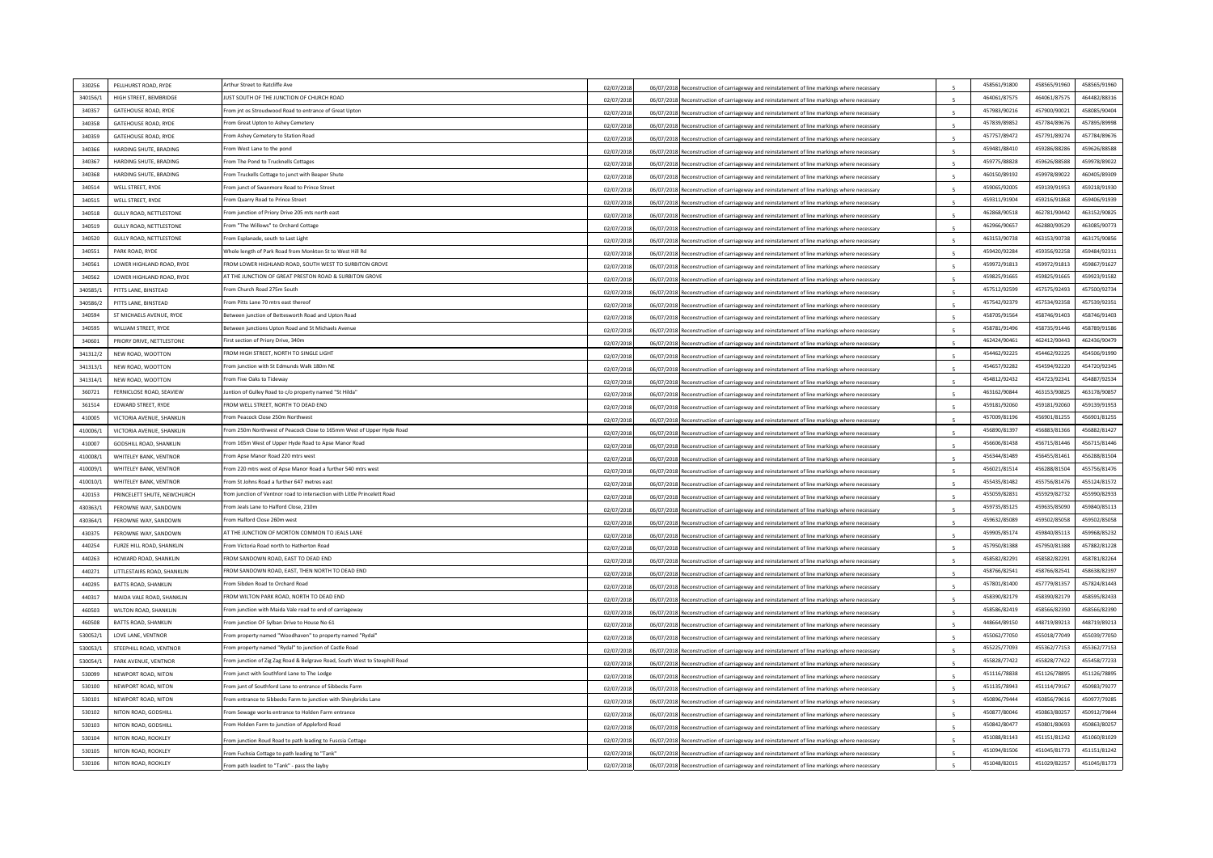| | | | | | | | | | |
|---|---|---|---|---|---|---|---|---|---|
| 330256 | PELLHURST ROAD, RYDE | Arthur Street to Ratcliffe Ave | 02/07/2018 | 06/07/2018 | Reconstruction of carriageway and reinstatement of line markings where necessary | 5 | 458561/91800 | 458565/91960 | 458565/91960 |
| 340156/1 | HIGH STREET, BEMBRIDGE | JUST SOUTH OF THE JUNCTION OF CHURCH ROAD | 02/07/2018 | 06/07/2018 | Reconstruction of carriageway and reinstatement of line markings where necessary | 5 | 464061/87575 | 464061/87575 | 464482/88316 |
| 340357 | GATEHOUSE ROAD, RYDE | From jnt os Stroudwood Road to entrance of Great Upton | 02/07/2018 | 06/07/2018 | Reconstruction of carriageway and reinstatement of line markings where necessary | 5 | 457983/90216 | 457900/90021 | 458085/90404 |
| 340358 | GATEHOUSE ROAD, RYDE | From Great Upton to Ashey Cemetery | 02/07/2018 | 06/07/2018 | Reconstruction of carriageway and reinstatement of line markings where necessary | 5 | 457839/89852 | 457784/89676 | 457895/89998 |
| 340359 | GATEHOUSE ROAD, RYDE | From Ashey Cemetery to Station Road | 02/07/2018 | 06/07/2018 | Reconstruction of carriageway and reinstatement of line markings where necessary | 5 | 457757/89472 | 457791/89274 | 457784/89676 |
| 340366 | HARDING SHUTE, BRADING | From West Lane to the pond | 02/07/2018 | 06/07/2018 | Reconstruction of carriageway and reinstatement of line markings where necessary | 5 | 459481/88410 | 459286/88286 | 459626/88588 |
| 340367 | HARDING SHUTE, BRADING | From The Pond to Trucknells Cottages | 02/07/2018 | 06/07/2018 | Reconstruction of carriageway and reinstatement of line markings where necessary | 5 | 459775/88828 | 459626/88588 | 459978/89022 |
| 340368 | HARDING SHUTE, BRADING | From Truckells Cottage to junct with Beaper Shute | 02/07/2018 | 06/07/2018 | Reconstruction of carriageway and reinstatement of line markings where necessary | 5 | 460150/89192 | 459978/89022 | 460405/89309 |
| 340514 | WELL STREET, RYDE | From junct of Swanmore Road to Prince Street | 02/07/2018 | 06/07/2018 | Reconstruction of carriageway and reinstatement of line markings where necessary | 5 | 459065/92005 | 459139/91953 | 459218/91930 |
| 340515 | WELL STREET, RYDE | From Quarry Road to Prince Street | 02/07/2018 | 06/07/2018 | Reconstruction of carriageway and reinstatement of line markings where necessary | 5 | 459311/91904 | 459216/91868 | 459406/91939 |
| 340518 | GULLY ROAD, NETTLESTONE | From junction of Priory Drive 205 mts north east | 02/07/2018 | 06/07/2018 | Reconstruction of carriageway and reinstatement of line markings where necessary | 5 | 462868/90518 | 462781/90442 | 463152/90825 |
| 340519 | GULLY ROAD, NETTLESTONE | From "The Willows" to Orchard Cottage | 02/07/2018 | 06/07/2018 | Reconstruction of carriageway and reinstatement of line markings where necessary | 5 | 462966/90657 | 462880/90529 | 463085/90773 |
| 340520 | GULLY ROAD, NETTLESTONE | From Esplanade, south to Last Light | 02/07/2018 | 06/07/2018 | Reconstruction of carriageway and reinstatement of line markings where necessary | 5 | 463153/90738 | 463153/90738 | 463175/90856 |
| 340551 | PARK ROAD, RYDE | Whole length of Park Road from Monkton St to West Hill Rd | 02/07/2018 | 06/07/2018 | Reconstruction of carriageway and reinstatement of line markings where necessary | 5 | 459420/92284 | 459356/92258 | 459484/92311 |
| 340561 | LOWER HIGHLAND ROAD, RYDE | FROM LOWER HIGHLAND ROAD, SOUTH WEST TO SURBITON GROVE | 02/07/2018 | 06/07/2018 | Reconstruction of carriageway and reinstatement of line markings where necessary | 5 | 459972/91813 | 459972/91813 | 459867/91627 |
| 340562 | LOWER HIGHLAND ROAD, RYDE | AT THE JUNCTION OF GREAT PRESTON ROAD & SURBITON GROVE | 02/07/2018 | 06/07/2018 | Reconstruction of carriageway and reinstatement of line markings where necessary | 5 | 459825/91665 | 459825/91665 | 459923/91582 |
| 340585/1 | PITTS LANE, BINSTEAD | From Church Road 275m South | 02/07/2018 | 06/07/2018 | Reconstruction of carriageway and reinstatement of line markings where necessary | 5 | 457512/92599 | 457575/92493 | 457500/92734 |
| 340586/2 | PITTS LANE, BINSTEAD | From Pitts Lane 70 mtrs east thereof | 02/07/2018 | 06/07/2018 | Reconstruction of carriageway and reinstatement of line markings where necessary | 5 | 457542/92379 | 457534/92358 | 457539/92351 |
| 340594 | ST MICHAELS AVENUE, RYDE | Between junction of Bettesworth Road and Upton Road | 02/07/2018 | 06/07/2018 | Reconstruction of carriageway and reinstatement of line markings where necessary | 5 | 458705/91564 | 458746/91403 | 458746/91403 |
| 340595 | WILLIAM STREET, RYDE | Between junctions Upton Road and St Michaels Avenue | 02/07/2018 | 06/07/2018 | Reconstruction of carriageway and reinstatement of line markings where necessary | 5 | 458781/91496 | 458735/91446 | 458789/91586 |
| 340601 | PRIORY DRIVE, NETTLESTONE | First section of Priory Drive, 340m | 02/07/2018 | 06/07/2018 | Reconstruction of carriageway and reinstatement of line markings where necessary | 5 | 462424/90461 | 462412/90443 | 462436/90479 |
| 341312/2 | NEW ROAD, WOOTTON | FROM HIGH STREET, NORTH TO SINGLE LIGHT | 02/07/2018 | 06/07/2018 | Reconstruction of carriageway and reinstatement of line markings where necessary | 5 | 454462/92225 | 454462/92225 | 454506/91990 |
| 341313/1 | NEW ROAD, WOOTTON | From junction with St Edmunds Walk 180m NE | 02/07/2018 | 06/07/2018 | Reconstruction of carriageway and reinstatement of line markings where necessary | 5 | 454657/92282 | 454594/92220 | 454720/92345 |
| 341314/1 | NEW ROAD, WOOTTON | From Five Oaks to Tideway | 02/07/2018 | 06/07/2018 | Reconstruction of carriageway and reinstatement of line markings where necessary | 5 | 454812/92432 | 454723/92341 | 454887/92534 |
| 360721 | FERNICLOSE ROAD, SEAVIEW | Juntion of Gulley Road to c/o property named "St Hilda" | 02/07/2018 | 06/07/2018 | Reconstruction of carriageway and reinstatement of line markings where necessary | 5 | 463162/90844 | 463153/90825 | 463178/90857 |
| 361514 | EDWARD STREET, RYDE | FROM WELL STREET, NORTH TO DEAD END | 02/07/2018 | 06/07/2018 | Reconstruction of carriageway and reinstatement of line markings where necessary | 5 | 459181/92060 | 459181/92060 | 459139/91953 |
| 410005 | VICTORIA AVENUE, SHANKLIN | From Peacock Close 250m Northwest | 02/07/2018 | 06/07/2018 | Reconstruction of carriageway and reinstatement of line markings where necessary | 5 | 457009/81196 | 456901/81255 | 456901/81255 |
| 410006/1 | VICTORIA AVENUE, SHANKLIN | From 250m Northwest of Peacock Close to 165mm West of Upper Hyde Road | 02/07/2018 | 06/07/2018 | Reconstruction of carriageway and reinstatement of line markings where necessary | 5 | 456890/81397 | 456883/81366 | 456882/81427 |
| 410007 | GODSHILL ROAD, SHANKLIN | From 165m West of Upper Hyde Road to Apse Manor Road | 02/07/2018 | 06/07/2018 | Reconstruction of carriageway and reinstatement of line markings where necessary | 5 | 456606/81438 | 456715/81446 | 456715/81446 |
| 410008/1 | WHITELEY BANK, VENTNOR | From Apse Manor Road 220 mtrs west | 02/07/2018 | 06/07/2018 | Reconstruction of carriageway and reinstatement of line markings where necessary | 5 | 456344/81489 | 456455/81461 | 456288/81504 |
| 410009/1 | WHITELEY BANK, VENTNOR | From 220 mtrs west of Apse Manor Road a further 540 mtrs west | 02/07/2018 | 06/07/2018 | Reconstruction of carriageway and reinstatement of line markings where necessary | 5 | 456021/81514 | 456288/81504 | 455756/81476 |
| 410010/1 | WHITELEY BANK, VENTNOR | From St Johns Road a further 647 metres east | 02/07/2018 | 06/07/2018 | Reconstruction of carriageway and reinstatement of line markings where necessary | 5 | 455435/81482 | 455756/81476 | 455124/81572 |
| 420153 | PRINCELETT SHUTE, NEWCHURCH | from junction of Ventnor road to intersection with Little Princelett Road | 02/07/2018 | 06/07/2018 | Reconstruction of carriageway and reinstatement of line markings where necessary | 5 | 455059/82831 | 455929/82732 | 455990/82933 |
| 430363/1 | PEROWNE WAY, SANDOWN | From Jeals Lane to Halford Close, 210m | 02/07/2018 | 06/07/2018 | Reconstruction of carriageway and reinstatement of line markings where necessary | 5 | 459735/85125 | 459635/85090 | 459840/85113 |
| 430364/1 | PEROWNE WAY, SANDOWN | From Halford Close 260m west | 02/07/2018 | 06/07/2018 | Reconstruction of carriageway and reinstatement of line markings where necessary | 5 | 459632/85089 | 459502/85058 | 459502/85058 |
| 430375 | PEROWNE WAY, SANDOWN | AT THE JUNCTION OF MORTON COMMON TO JEALS LANE | 02/07/2018 | 06/07/2018 | Reconstruction of carriageway and reinstatement of line markings where necessary | 5 | 459905/85174 | 459840/85113 | 459968/85232 |
| 440254 | FURZE HILL ROAD, SHANKLIN | From Victoria Road north to Hatherton Road | 02/07/2018 | 06/07/2018 | Reconstruction of carriageway and reinstatement of line markings where necessary | 5 | 457950/81388 | 457950/81388 | 457882/81228 |
| 440263 | HOWARD ROAD, SHANKLIN | FROM SANDOWN ROAD, EAST TO DEAD END | 02/07/2018 | 06/07/2018 | Reconstruction of carriageway and reinstatement of line markings where necessary | 5 | 458582/82291 | 458582/82291 | 458781/82264 |
| 440271 | LITTLESTAIRS ROAD, SHANKLIN | FROM SANDOWN ROAD, EAST, THEN NORTH TO DEAD END | 02/07/2018 | 06/07/2018 | Reconstruction of carriageway and reinstatement of line markings where necessary | 5 | 458766/82541 | 458766/82541 | 458638/82397 |
| 440295 | BATTS ROAD, SHANKLIN | From Sibden Road to Orchard Road | 02/07/2018 | 06/07/2018 | Reconstruction of carriageway and reinstatement of line markings where necessary | 5 | 457801/81400 | 457779/81357 | 457824/81443 |
| 440317 | MAIDA VALE ROAD, SHANKLIN | FROM WILTON PARK ROAD, NORTH TO DEAD END | 02/07/2018 | 06/07/2018 | Reconstruction of carriageway and reinstatement of line markings where necessary | 5 | 458390/82179 | 458390/82179 | 458595/82433 |
| 460503 | WILTON ROAD, SHANKLIN | From junction with Maida Vale road to end of carriageway | 02/07/2018 | 06/07/2018 | Reconstruction of carriageway and reinstatement of line markings where necessary | 5 | 458586/82419 | 458566/82390 | 458566/82390 |
| 460508 | BATTS ROAD, SHANKLIN | From junction OF Sylban Drive to House No 61 | 02/07/2018 | 06/07/2018 | Reconstruction of carriageway and reinstatement of line markings where necessary | 5 | 448664/89150 | 448719/89213 | 448719/89213 |
| 530052/1 | LOVE LANE, VENTNOR | From property named "Woodhaven" to property named "Rydal" | 02/07/2018 | 06/07/2018 | Reconstruction of carriageway and reinstatement of line markings where necessary | 5 | 455062/77050 | 455018/77049 | 455039/77050 |
| 530053/1 | STEEPHILL ROAD, VENTNOR | From property named "Rydal" to junction of Castle Road | 02/07/2018 | 06/07/2018 | Reconstruction of carriageway and reinstatement of line markings where necessary | 5 | 455225/77093 | 455362/77153 | 455362/77153 |
| 530054/1 | PARK AVENUE, VENTNOR | From junction of Zig Zag Road & Belgrave Road, South West to Steephill Road | 02/07/2018 | 06/07/2018 | Reconstruction of carriageway and reinstatement of line markings where necessary | 5 | 455828/77422 | 455828/77422 | 455458/77233 |
| 530099 | NEWPORT ROAD, NITON | From junct with Southford Lane to The Lodge | 02/07/2018 | 06/07/2018 | Reconstruction of carriageway and reinstatement of line markings where necessary | 5 | 451116/78838 | 451126/78895 | 451126/78895 |
| 530100 | NEWPORT ROAD, NITON | From junt of Southford Lane to entrance of Sibbecks Farm | 02/07/2018 | 06/07/2018 | Reconstruction of carriageway and reinstatement of line markings where necessary | 5 | 451135/78943 | 451114/79167 | 450983/79277 |
| 530101 | NEWPORT ROAD, NITON | From entrance to Sibbecks Farm to junction with Shinybricks Lane | 02/07/2018 | 06/07/2018 | Reconstruction of carriageway and reinstatement of line markings where necessary | 5 | 450896/79444 | 450856/79616 | 450977/79285 |
| 530102 | NITON ROAD, GODSHILL | From Sewage works entrance to Holden Farm entrance | 02/07/2018 | 06/07/2018 | Reconstruction of carriageway and reinstatement of line markings where necessary | 5 | 450877/80046 | 450863/80257 | 450912/79844 |
| 530103 | NITON ROAD, GODSHILL | From Holden Farm to junction of Appleford Road | 02/07/2018 | 06/07/2018 | Reconstruction of carriageway and reinstatement of line markings where necessary | 5 | 450842/80477 | 450801/80693 | 450863/80257 |
| 530104 | NITON ROAD, ROOKLEY | From junction Roud Road to path leading to Fusssia Cottage | 02/07/2018 | 06/07/2018 | Reconstruction of carriageway and reinstatement of line markings where necessary | 5 | 451088/81143 | 451151/81242 | 451060/81029 |
| 530105 | NITON ROAD, ROOKLEY | From Fuchsia Cottage to path leading to "Tank" | 02/07/2018 | 06/07/2018 | Reconstruction of carriageway and reinstatement of line markings where necessary | 5 | 451094/81506 | 451045/81773 | 451151/81242 |
| 530106 | NITON ROAD, ROOKLEY | From path leadint to "Tank" - pass the layby | 02/07/2018 | 06/07/2018 | Reconstruction of carriageway and reinstatement of line markings where necessary | 5 | 451048/82015 | 451029/82257 | 451045/81773 |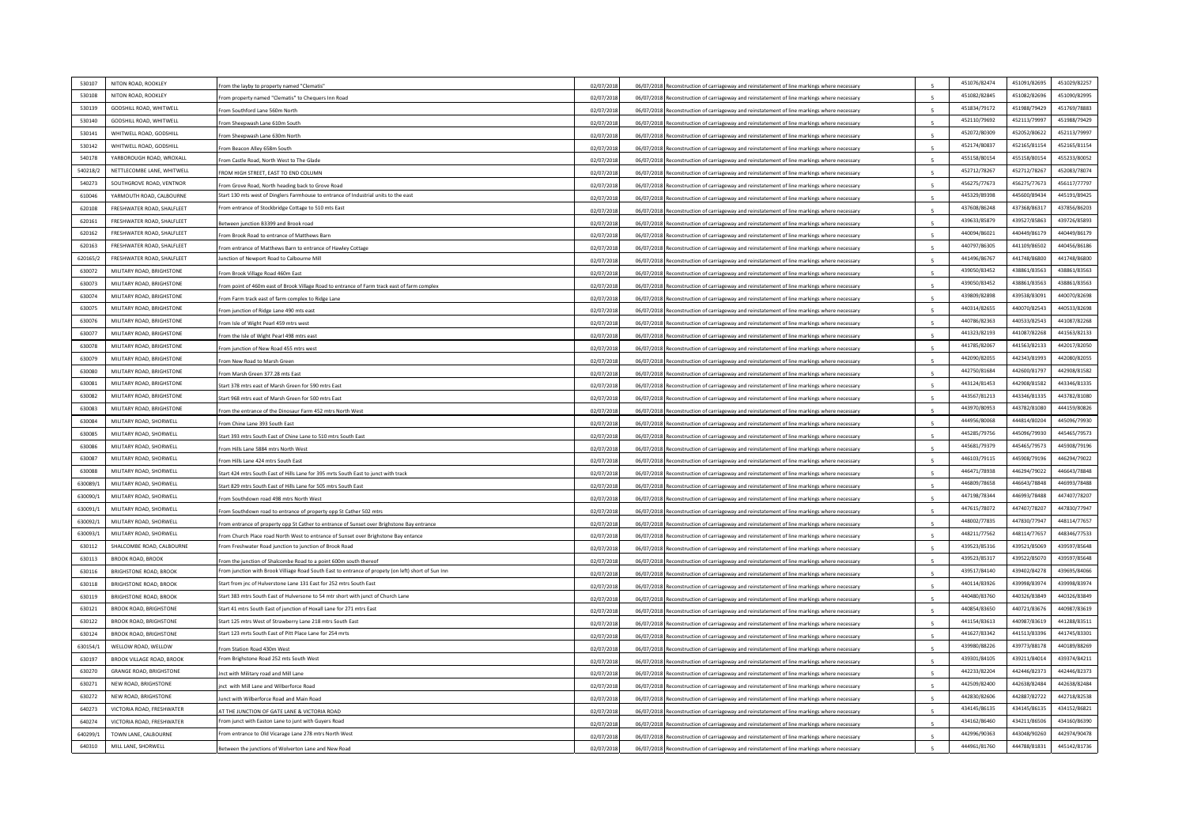| | | | | | | | | | |
|---|---|---|---|---|---|---|---|---|---|
| 530107 | NITON ROAD, ROOKLEY | From the layby to property named "Clematis" | 02/07/2018 | 06/07/2018 | Reconstruction of carriageway and reinstatement of line markings where necessary | 5 | 451076/82474 | 451091/82695 | 451029/82257 |
| 530108 | NITON ROAD, ROOKLEY | From property named "Clematis" to Chequers Inn Road | 02/07/2018 | 06/07/2018 | Reconstruction of carriageway and reinstatement of line markings where necessary | 5 | 451082/82845 | 451082/82696 | 451090/82995 |
| 530139 | GODSHILL ROAD, WHITWELL | From Southford Lane 560m North | 02/07/2018 | 06/07/2018 | Reconstruction of carriageway and reinstatement of line markings where necessary | 5 | 451834/79172 | 451988/79429 | 451769/78883 |
| 530140 | GODSHILL ROAD, WHITWELL | From Sheepwash Lane 610m South | 02/07/2018 | 06/07/2018 | Reconstruction of carriageway and reinstatement of line markings where necessary | 5 | 452110/79692 | 452113/79997 | 451988/79429 |
| 530141 | WHITWELL ROAD, GODSHILL | From Sheepwash Lane 630m North | 02/07/2018 | 06/07/2018 | Reconstruction of carriageway and reinstatement of line markings where necessary | 5 | 452072/80309 | 452052/80622 | 452113/79997 |
| 530142 | WHITWELL ROAD, GODSHILL | From Beacon Alley 658m South | 02/07/2018 | 06/07/2018 | Reconstruction of carriageway and reinstatement of line markings where necessary | 5 | 452174/80837 | 452165/81154 | 452165/81154 |
| 540178 | YARBOROUGH ROAD, WROXALL | From Castle Road, North West to The Glade | 02/07/2018 | 06/07/2018 | Reconstruction of carriageway and reinstatement of line markings where necessary | 5 | 455158/80154 | 455158/80154 | 455233/80052 |
| 540218/2 | NETTLECOMBE LANE, WHITWELL | FROM HIGH STREET, EAST TO END COLUMN | 02/07/2018 | 06/07/2018 | Reconstruction of carriageway and reinstatement of line markings where necessary | 5 | 452712/78267 | 452712/78267 | 452083/78074 |
| 540273 | SOUTHGROVE ROAD, VENTNOR | From Grove Road, North heading back to Grove Road | 02/07/2018 | 06/07/2018 | Reconstruction of carriageway and reinstatement of line markings where necessary | 5 | 456275/77673 | 456275/77673 | 456117/77797 |
| 610046 | YARMOUTH ROAD, CALBOURNE | Start 130 mts west of Dinglers Farmhouse to entrance of Industrial units to the east | 02/07/2018 | 06/07/2018 | Reconstruction of carriageway and reinstatement of line markings where necessary | 5 | 445329/89398 | 445600/89434 | 445191/89425 |
| 620108 | FRESHWATER ROAD, SHALFLEET | From entrance of Stockbridge Cottage to 510 mts East | 02/07/2018 | 06/07/2018 | Reconstruction of carriageway and reinstatement of line markings where necessary | 5 | 437608/86248 | 437368/86317 | 437856/86203 |
| 620161 | FRESHWATER ROAD, SHALFLEET | Between junction B3399 and Brook road | 02/07/2018 | 06/07/2018 | Reconstruction of carriageway and reinstatement of line markings where necessary | 5 | 439633/85879 | 439527/85863 | 439726/85893 |
| 620162 | FRESHWATER ROAD, SHALFLEET | From Brook Road to entrance of Matthews Barn | 02/07/2018 | 06/07/2018 | Reconstruction of carriageway and reinstatement of line markings where necessary | 5 | 440094/86021 | 440449/86179 | 440449/86179 |
| 620163 | FRESHWATER ROAD, SHALFLEET | From entrance of Matthews Barn to entrance of Hawley Cottage | 02/07/2018 | 06/07/2018 | Reconstruction of carriageway and reinstatement of line markings where necessary | 5 | 440797/86305 | 441109/86502 | 440456/86186 |
| 620165/2 | FRESHWATER ROAD, SHALFLEET | Junction of Newport Road to Calbourne Mill | 02/07/2018 | 06/07/2018 | Reconstruction of carriageway and reinstatement of line markings where necessary | 5 | 441496/86767 | 441748/86800 | 441748/86800 |
| 630072 | MILITARY ROAD, BRIGHSTONE | From Brook Village Road 460m East | 02/07/2018 | 06/07/2018 | Reconstruction of carriageway and reinstatement of line markings where necessary | 5 | 439050/83452 | 438861/83563 | 438861/83563 |
| 630073 | MILITARY ROAD, BRIGHSTONE | From point of 460m east of Brook Village Road to entrance of Farm track east of farm complex | 02/07/2018 | 06/07/2018 | Reconstruction of carriageway and reinstatement of line markings where necessary | 5 | 439050/83452 | 438861/83563 | 438861/83563 |
| 630074 | MILITARY ROAD, BRIGHSTONE | From Farm track east of farm complex to Ridge Lane | 02/07/2018 | 06/07/2018 | Reconstruction of carriageway and reinstatement of line markings where necessary | 5 | 439809/82898 | 439538/83091 | 440070/82698 |
| 630075 | MILITARY ROAD, BRIGHSTONE | From junction of Ridge Lane 490 mts east | 02/07/2018 | 06/07/2018 | Reconstruction of carriageway and reinstatement of line markings where necessary | 5 | 440314/82655 | 440070/82543 | 440533/82698 |
| 630076 | MILITARY ROAD, BRIGHSTONE | From Isle of Wight Pearl 459 mtrs west | 02/07/2018 | 06/07/2018 | Reconstruction of carriageway and reinstatement of line markings where necessary | 5 | 440786/82363 | 440533/82543 | 441087/82268 |
| 630077 | MILITARY ROAD, BRIGHSTONE | From the Isle of Wight Pearl 498 mtrs east | 02/07/2018 | 06/07/2018 | Reconstruction of carriageway and reinstatement of line markings where necessary | 5 | 441323/82193 | 441087/82268 | 441563/82133 |
| 630078 | MILITARY ROAD, BRIGHSTONE | From junction of New Road 455 mtrs west | 02/07/2018 | 06/07/2018 | Reconstruction of carriageway and reinstatement of line markings where necessary | 5 | 441785/82067 | 441563/82133 | 442017/82050 |
| 630079 | MILITARY ROAD, BRIGHSTONE | From New Road to Marsh Green | 02/07/2018 | 06/07/2018 | Reconstruction of carriageway and reinstatement of line markings where necessary | 5 | 442090/82055 | 442343/81993 | 442080/82055 |
| 630080 | MILITARY ROAD, BRIGHSTONE | From Marsh Green 377.28 mts East | 02/07/2018 | 06/07/2018 | Reconstruction of carriageway and reinstatement of line markings where necessary | 5 | 442750/81684 | 442600/81797 | 442908/81582 |
| 630081 | MILITARY ROAD, BRIGHSTONE | Start 378 mtrs east of Marsh Green for 590 mtrs East | 02/07/2018 | 06/07/2018 | Reconstruction of carriageway and reinstatement of line markings where necessary | 5 | 443124/81453 | 442908/81582 | 443346/81335 |
| 630082 | MILITARY ROAD, BRIGHSTONE | Start 968 mtrs east of Marsh Green for 500 mtrs East | 02/07/2018 | 06/07/2018 | Reconstruction of carriageway and reinstatement of line markings where necessary | 5 | 443567/81213 | 443346/81335 | 443782/81080 |
| 630083 | MILITARY ROAD, BRIGHSTONE | From the entrance of the Dinosaur Farm 452 mtrs North West | 02/07/2018 | 06/07/2018 | Reconstruction of carriageway and reinstatement of line markings where necessary | 5 | 443970/80953 | 443782/81080 | 444159/80826 |
| 630084 | MILITARY ROAD, SHORWELL | From Chine Lane 393 South East | 02/07/2018 | 06/07/2018 | Reconstruction of carriageway and reinstatement of line markings where necessary | 5 | 444956/80068 | 444814/80204 | 445096/79930 |
| 630085 | MILITARY ROAD, SHORWELL | Start 393 mtrs South East of Chine Lane to 510 mtrs South East | 02/07/2018 | 06/07/2018 | Reconstruction of carriageway and reinstatement of line markings where necessary | 5 | 445285/79756 | 445096/79930 | 445465/79573 |
| 630086 | MILITARY ROAD, SHORWELL | From Hills Lane 5884 mtrs North West | 02/07/2018 | 06/07/2018 | Reconstruction of carriageway and reinstatement of line markings where necessary | 5 | 445681/79379 | 445465/79573 | 445908/79196 |
| 630087 | MILITARY ROAD, SHORWELL | From Hills Lane 424 mtrs South East | 02/07/2018 | 06/07/2018 | Reconstruction of carriageway and reinstatement of line markings where necessary | 5 | 446103/79115 | 445908/79196 | 446294/79022 |
| 630088 | MILITARY ROAD, SHORWELL | Start 424 mtrs South East of Hills Lane for 395 mrts South East to junct with track | 02/07/2018 | 06/07/2018 | Reconstruction of carriageway and reinstatement of line markings where necessary | 5 | 446471/78938 | 446294/79022 | 446643/78848 |
| 630089/1 | MILITARY ROAD, SHORWELL | Start 829 mtrs South East of Hills Lane for 505 mtrs South East | 02/07/2018 | 06/07/2018 | Reconstruction of carriageway and reinstatement of line markings where necessary | 5 | 446809/78658 | 446643/78848 | 446993/78488 |
| 630090/1 | MILITARY ROAD, SHORWELL | From Southdown road 498 mtrs North West | 02/07/2018 | 06/07/2018 | Reconstruction of carriageway and reinstatement of line markings where necessary | 5 | 447198/78344 | 446993/78488 | 447407/78207 |
| 630091/1 | MILITARY ROAD, SHORWELL | From Southdown road to entrance of property opp St Cather 502 mtrs | 02/07/2018 | 06/07/2018 | Reconstruction of carriageway and reinstatement of line markings where necessary | 5 | 447615/78072 | 447407/78207 | 447830/77947 |
| 630092/1 | MILITARY ROAD, SHORWELL | From entrance of property opp St Cather to entrance of Sunset over Brighstone Bay entrance | 02/07/2018 | 06/07/2018 | Reconstruction of carriageway and reinstatement of line markings where necessary | 5 | 448002/77835 | 447830/77947 | 448114/77657 |
| 630093/1 | MILITARY ROAD, SHORWELL | From Church Place road North West to entrance of Sunset over Brighstone Bay entance | 02/07/2018 | 06/07/2018 | Reconstruction of carriageway and reinstatement of line markings where necessary | 5 | 448211/77562 | 448114/77657 | 448346/77533 |
| 630112 | SHALCOMBE ROAD, CALBOURNE | From Freshwater Road junction to junction of Brook Road | 02/07/2018 | 06/07/2018 | Reconstruction of carriageway and reinstatement of line markings where necessary | 5 | 439523/85316 | 439521/85069 | 439597/85648 |
| 630113 | BROOK ROAD, BROOK | From the junction of Shalcombe Road to a point 600m south thereof | 02/07/2018 | 06/07/2018 | Reconstruction of carriageway and reinstatement of line markings where necessary | 5 | 439523/85317 | 439522/85070 | 439597/85648 |
| 630116 | BRIGHSTONE ROAD, BROOK | From junction with Brook Villiage Road South East to entrance of propety (on left) short of Sun Inn | 02/07/2018 | 06/07/2018 | Reconstruction of carriageway and reinstatement of line markings where necessary | 5 | 439517/84140 | 439402/84278 | 439695/84066 |
| 630118 | BRIGHSTONE ROAD, BROOK | Start from jnc of Hulverstone Lane 131 East for 252 mtrs South East | 02/07/2018 | 06/07/2018 | Reconstruction of carriageway and reinstatement of line markings where necessary | 5 | 440114/83926 | 439998/83974 | 439998/83974 |
| 630119 | BRIGHSTONE ROAD, BROOK | Start 383 mtrs South East of Hulversone to 54 mtr short with junct of Church Lane | 02/07/2018 | 06/07/2018 | Reconstruction of carriageway and reinstatement of line markings where necessary | 5 | 440480/83760 | 440326/83849 | 440326/83849 |
| 630121 | BROOK ROAD, BRIGHSTONE | Start 41 mtrs South East of junction of Hoxall Lane for 271 mtrs East | 02/07/2018 | 06/07/2018 | Reconstruction of carriageway and reinstatement of line markings where necessary | 5 | 440854/83650 | 440721/83676 | 440987/83619 |
| 630122 | BROOK ROAD, BRIGHSTONE | Start 125 mtrs West of Strawberry Lane 218 mtrs South East | 02/07/2018 | 06/07/2018 | Reconstruction of carriageway and reinstatement of line markings where necessary | 5 | 441154/83613 | 440987/83619 | 441288/83511 |
| 630124 | BROOK ROAD, BRIGHSTONE | Start 123 mts South East of Pitt Place Lane for 254 mrts | 02/07/2018 | 06/07/2018 | Reconstruction of carriageway and reinstatement of line markings where necessary | 5 | 441627/83342 | 441513/83396 | 441745/83301 |
| 630154/1 | WELLOW ROAD, WELLOW | From Station Road 430m West | 02/07/2018 | 06/07/2018 | Reconstruction of carriageway and reinstatement of line markings where necessary | 5 | 439980/88226 | 439773/88178 | 440189/88269 |
| 630197 | BROOK VILLAGE ROAD, BROOK | From Brighstone Road 252 mts South West | 02/07/2018 | 06/07/2018 | Reconstruction of carriageway and reinstatement of line markings where necessary | 5 | 439301/84105 | 439211/84014 | 439374/84211 |
| 630270 | GRANGE ROAD, BRIGHSTONE | Jnct with Military road and Mill Lane | 02/07/2018 | 06/07/2018 | Reconstruction of carriageway and reinstatement of line markings where necessary | 5 | 442233/82204 | 442446/82373 | 442446/82373 |
| 630271 | NEW ROAD, BRIGHSTONE | jnct with Mill Lane and Wilberforce Road | 02/07/2018 | 06/07/2018 | Reconstruction of carriageway and reinstatement of line markings where necessary | 5 | 442509/82400 | 442638/82484 | 442638/82484 |
| 630272 | NEW ROAD, BRIGHSTONE | Junct with Wilberforce Road and Main Road | 02/07/2018 | 06/07/2018 | Reconstruction of carriageway and reinstatement of line markings where necessary | 5 | 442830/82606 | 442887/82722 | 442718/82538 |
| 640273 | VICTORIA ROAD, FRESHWATER | AT THE JUNCTION OF GATE LANE & VICTORIA ROAD | 02/07/2018 | 06/07/2018 | Reconstruction of carriageway and reinstatement of line markings where necessary | 5 | 434145/86135 | 434145/86135 | 434152/86821 |
| 640274 | VICTORIA ROAD, FRESHWATER | From junct with Easton Lane to junt with Guyers Road | 02/07/2018 | 06/07/2018 | Reconstruction of carriageway and reinstatement of line markings where necessary | 5 | 434162/86460 | 434211/86506 | 434160/86390 |
| 640299/1 | TOWN LANE, CALBOURNE | From entrance to Old Vicarage Lane 278 mtrs North West | 02/07/2018 | 06/07/2018 | Reconstruction of carriageway and reinstatement of line markings where necessary | 5 | 442996/90363 | 443048/90260 | 442974/90478 |
| 640310 | MILL LANE, SHORWELL | Between the junctions of Wolverton Lane and New Road | 02/07/2018 | 06/07/2018 | Reconstruction of carriageway and reinstatement of line markings where necessary | 5 | 444961/81760 | 444788/81831 | 445142/81736 |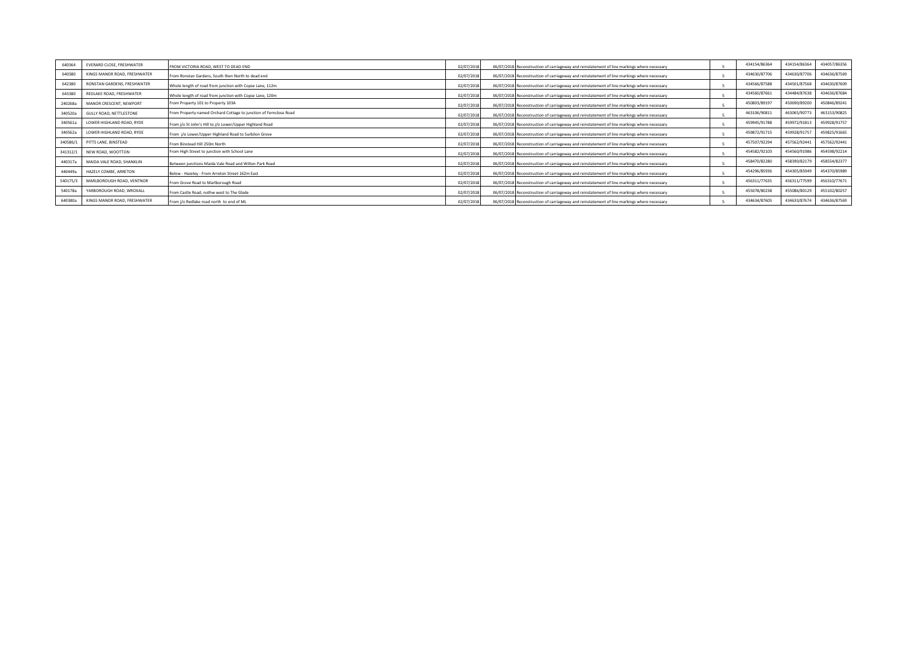| | | | | | | | | | |
|---|---|---|---|---|---|---|---|---|---|
| 640364 | EVERARD CLOSE, FRESHWATER | FROM VICTORIA ROAD, WEST TO DEAD END | 02/07/2018 | 06/07/2018 | Reconstruction of carriageway and reinstatement of line markings where necessary | 5 | 434154/86364 | 434154/86364 | 434057/86356 |
| 640380 | KINGS MANOR ROAD, FRESHWATER | From Ronstan Gardens, South then North to dead end | 02/07/2018 | 06/07/2018 | Reconstruction of carriageway and reinstatement of line markings where necessary | 5 | 434630/87706 | 434630/87706 | 434636/87569 |
| 642380 | RONSTAN GARDENS, FRESHWATER | Whole length of road from junction with Copse Lane, 112m | 02/07/2018 | 06/07/2018 | Reconstruction of carriageway and reinstatement of line markings where necessary | 5 | 434566/87588 | 434501/87568 | 434630/87609 |
| 643380 | REDLAKE ROAD, FRESHWATER | Whole length of road from junction with Copse Lane, 120m | 02/07/2018 | 06/07/2018 | Reconstruction of carriageway and reinstatement of line markings where necessary | 5 | 434560/87661 | 434484/87638 | 434636/87684 |
| 240268a | MANOR CRESCENT, NEWPORT | From Property 101 to Property 103A | 02/07/2018 | 06/07/2018 | Reconstruction of carriageway and reinstatement of line markings where necessary | 5 | 450803/89197 | 450690/89200 | 450846/89241 |
| 340520a | GULLY ROAD, NETTLESTONE | From Property named Orchard Cottage to junction of Fernclose Road | 02/07/2018 | 06/07/2018 | Reconstruction of carriageway and reinstatement of line markings where necessary | 5 | 463106/90811 | 463065/90773 | 463153/90825 |
| 340561a | LOWER HIGHLAND ROAD, RYDE | From j/o St John's Hill to j/o Lower/Upper Highland Road | 02/07/2018 | 06/07/2018 | Reconstruction of carriageway and reinstatement of line markings where necessary | 5 | 459945/91788 | 459972/91813 | 459928/91757 |
| 340562a | LOWER HIGHLAND ROAD, RYDE | From j/o Lower/Upper Highland Road to Surbiton Grove | 02/07/2018 | 06/07/2018 | Reconstruction of carriageway and reinstatement of line markings where necessary | 5 | 459872/91715 | 459928/91757 | 459825/91665 |
| 340586/1 | PITTS LANE, BINSTEAD | From Binstead Hill 250m North | 02/07/2018 | 06/07/2018 | Reconstruction of carriageway and reinstatement of line markings where necessary | 5 | 457507/92294 | 457562/92441 | 457562/92441 |
| 341312/1 | NEW ROAD, WOOTTON | From High Street to junction with School Lane | 02/07/2018 | 06/07/2018 | Reconstruction of carriageway and reinstatement of line markings where necessary | 5 | 454582/92103 | 454560/91986 | 454598/92214 |
| 440317a | MAIDA VALE ROAD, SHANKLIN | Between junctions Maida Vale Road and Wilton Park Road | 02/07/2018 | 06/07/2018 | Reconstruction of carriageway and reinstatement of line markings where necessary | 5 | 458470/82280 | 458390/82179 | 458554/82377 |
| 440449a | HAZELY COMBE, ARRETON | Below - Hazeley - From Arreton Street 162m East | 02/07/2018 | 06/07/2018 | Reconstruction of carriageway and reinstatement of line markings where necessary | 5 | 454296/85936 | 454305/85949 | 454370/85989 |
| 540175/3 | MARLBOROUGH ROAD, VENTNOR | From Grove Road to Marlborough Road | 02/07/2018 | 06/07/2018 | Reconstruction of carriageway and reinstatement of line markings where necessary | 5 | 456311/77635 | 456311/77599 | 456310/77671 |
| 540178a | YARBOROUGH ROAD, WROXALL | From Castle Road, nothw west to The Glade | 02/07/2018 | 06/07/2018 | Reconstruction of carriageway and reinstatement of line markings where necessary | 5 | 455078/80238 | 455086/80129 | 455102/80257 |
| 640380a | KINGS MANOR ROAD, FRESHWATER | From j/o Redlake road north to end of ML | 02/07/2018 | 06/07/2018 | Reconstruction of carriageway and reinstatement of line markings where necessary | 5 | 434634/87605 | 434633/87674 | 434636/87569 |